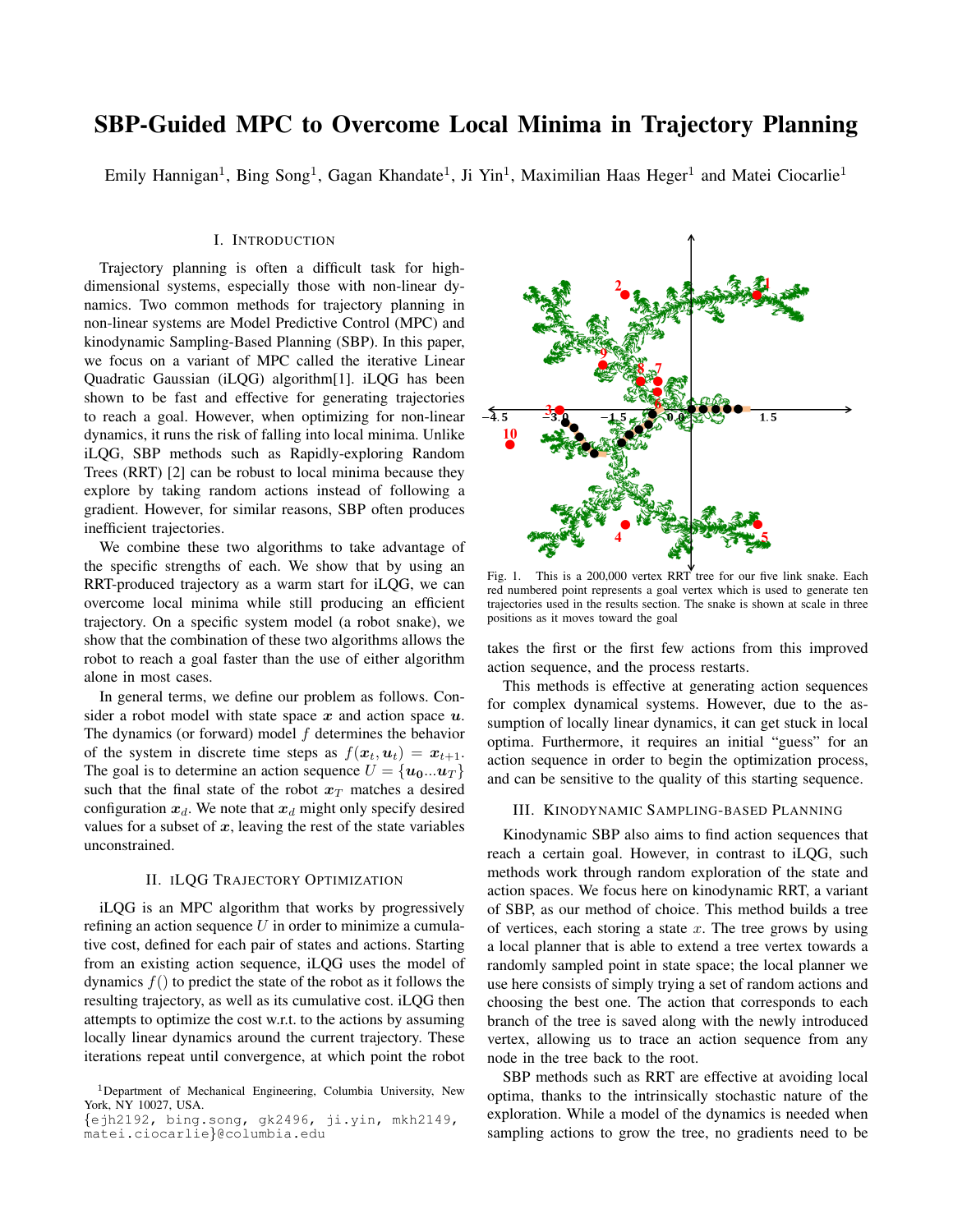# SBP-Guided MPC to Overcome Local Minima in Trajectory Planning

Emily Hannigan[1], Bing Song[1], Gagan Khandate[1], Ji Yin[1], Maximilian Haas Heger[1] and Matei Ciocarlie[1]

## I. Introduction

Trajectory planning is often a difficult task for high-dimensional systems, especially those with non-linear dynamics. Two common methods for trajectory planning in non-linear systems are Model Predictive Control (MPC) and kinodynamic Sampling-Based Planning (SBP). In this paper, we focus on a variant of MPC called the iterative Linear Quadratic Gaussian (iLQG) algorithm[1]. iLQG has been shown to be fast and effective for generating trajectories to reach a goal. However, when optimizing for non-linear dynamics, it runs the risk of falling into local minima. Unlike iLQG, SBP methods such as Rapidly-exploring Random Trees (RRT) [2] can be robust to local minima because they explore by taking random actions instead of following a gradient. However, for similar reasons, SBP often produces inefficient trajectories.

We combine these two algorithms to take advantage of the specific strengths of each. We show that by using an RRT-produced trajectory as a warm start for iLQG, we can overcome local minima while still producing an efficient trajectory. On a specific system model (a robot snake), we show that the combination of these two algorithms allows the robot to reach a goal faster than the use of either algorithm alone in most cases.

In general terms, we define our problem as follows. Consider a robot model with state space $\boldsymbol{x}$ and action space $\boldsymbol{u}$. The dynamics (or forward) model $f$ determines the behavior of the system in discrete time steps as $f(\boldsymbol{x}_t, \boldsymbol{u}_t) = \boldsymbol{x}_{t+1}$. The goal is to determine an action sequence $U = \{\boldsymbol{u_0}...\boldsymbol{u}_T\}$ such that the final state of the robot $\boldsymbol{x}_T$ matches a desired configuration $\boldsymbol{x}_d$. We note that $\boldsymbol{x}_d$ might only specify desired values for a subset of $\boldsymbol{x}$, leaving the rest of the state variables unconstrained.

## II. iLQG Trajectory Optimization

iLQG is an MPC algorithm that works by progressively refining an action sequence $U$ in order to minimize a cumulative cost, defined for each pair of states and actions. Starting from an existing action sequence, iLQG uses the model of dynamics $f()$ to predict the state of the robot as it follows the resulting trajectory, as well as its cumulative cost. iLQG then attempts to optimize the cost w.r.t. to the actions by assuming locally linear dynamics around the current trajectory. These iterations repeat until convergence, at which point the robot takes the first or the first few actions from this improved action sequence, and the process restarts.

Fig. 1. This is a 200,000 vertex RRT tree for our five link snake. Each red numbered point represents a goal vertex which is used to generate ten trajectories used in the results section. The snake is shown at scale in three positions as it moves toward the goal

This methods is effective at generating action sequences for complex dynamical systems. However, due to the assumption of locally linear dynamics, it can get stuck in local optima. Furthermore, it requires an initial "guess" for an action sequence in order to begin the optimization process, and can be sensitive to the quality of this starting sequence.

## III. Kinodynamic Sampling-based Planning

Kinodynamic SBP also aims to find action sequences that reach a certain goal. However, in contrast to iLQG, such methods work through random exploration of the state and action spaces. We focus here on kinodynamic RRT, a variant of SBP, as our method of choice. This method builds a tree of vertices, each storing a state $x$. The tree grows by using a local planner that is able to extend a tree vertex towards a randomly sampled point in state space; the local planner we use here consists of simply trying a set of random actions and choosing the best one. The action that corresponds to each branch of the tree is saved along with the newly introduced vertex, allowing us to trace an action sequence from any node in the tree back to the root.

SBP methods such as RRT are effective at avoiding local optima, thanks to the intrinsically stochastic nature of the exploration. While a model of the dynamics is needed when sampling actions to grow the tree, no gradients need to be

[1]Department of Mechanical Engineering, Columbia University, New York, NY 10027, USA.
{ejh2192, bing.song, gk2496, ji.yin, mkh2149, matei.ciocarlie}@columbia.edu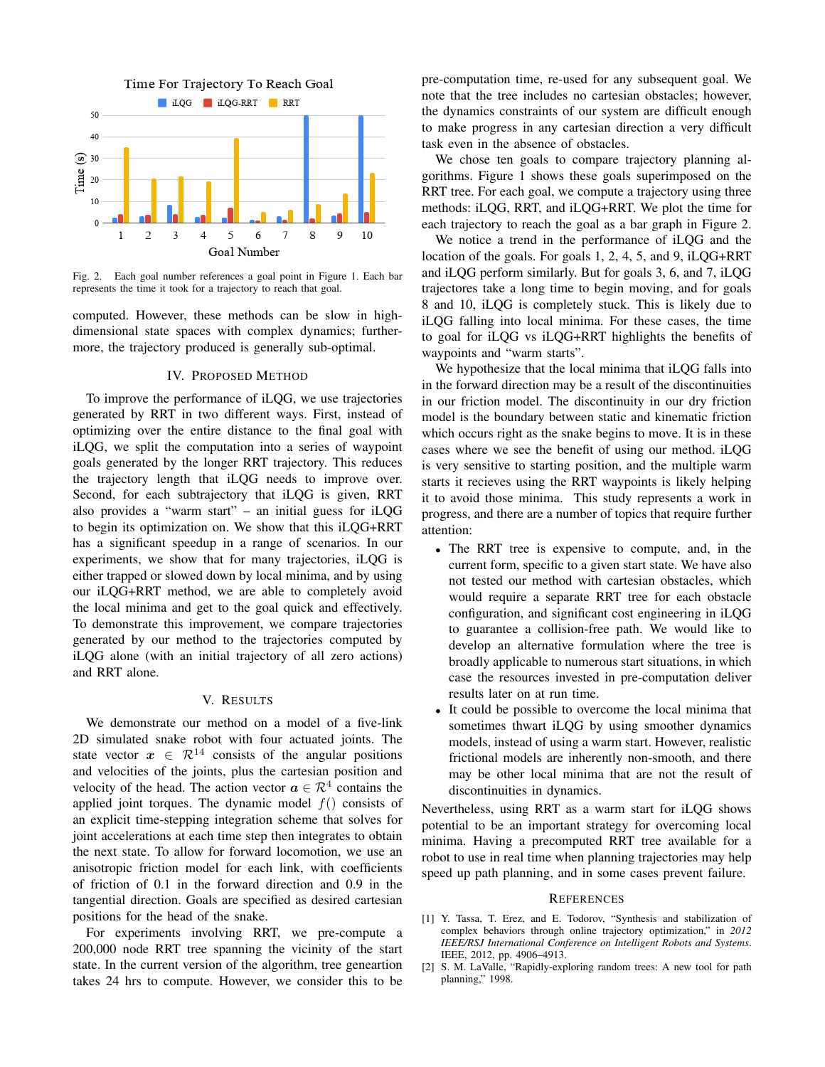Time For Trajectory To Reach Goal

iLQG   iLQG-RRT   RRT

Time (s)

50
40
30
20
10
0

1 2 3 4 5 6 7 8 9 10

Goal Number

Fig. 2. Each goal number references a goal point in Figure 1. Each bar represents the time it took for a trajectory to reach that goal.

computed. However, these methods can be slow in high-dimensional state spaces with complex dynamics; furthermore, the trajectory produced is generally sub-optimal.

## IV. Proposed Method

To improve the performance of iLQG, we use trajectories generated by RRT in two different ways. First, instead of optimizing over the entire distance to the final goal with iLQG, we split the computation into a series of waypoint goals generated by the longer RRT trajectory. This reduces the trajectory length that iLQG needs to improve over. Second, for each subtrajectory that iLQG is given, RRT also provides a "warm start" – an initial guess for iLQG to begin its optimization on. We show that this iLQG+RRT has a significant speedup in a range of scenarios. In our experiments, we show that for many trajectories, iLQG is either trapped or slowed down by local minima, and by using our iLQG+RRT method, we are able to completely avoid the local minima and get to the goal quick and effectively. To demonstrate this improvement, we compare trajectories generated by our method to the trajectories computed by iLQG alone (with an initial trajectory of all zero actions) and RRT alone.

## V. Results

We demonstrate our method on a model of a five-link 2D simulated snake robot with four actuated joints. The state vector $\boldsymbol{x} \in \mathcal{R}^{14}$ consists of the angular positions and velocities of the joints, plus the cartesian position and velocity of the head. The action vector $\boldsymbol{a} \in \mathcal{R}^{4}$ contains the applied joint torques. The dynamic model $f()$ consists of an explicit time-stepping integration scheme that solves for joint accelerations at each time step then integrates to obtain the next state. To allow for forward locomotion, we use an anisotropic friction model for each link, with coefficients of friction of 0.1 in the forward direction and 0.9 in the tangential direction. Goals are specified as desired cartesian positions for the head of the snake.

For experiments involving RRT, we pre-compute a 200,000 node RRT tree spanning the vicinity of the start state. In the current version of the algorithm, tree geneartion takes 24 hrs to compute. However, we consider this to be pre-computation time, re-used for any subsequent goal. We note that the tree includes no cartesian obstacles; however, the dynamics constraints of our system are difficult enough to make progress in any cartesian direction a very difficult task even in the absence of obstacles.

We chose ten goals to compare trajectory planning algorithms. Figure 1 shows these goals superimposed on the RRT tree. For each goal, we compute a trajectory using three methods: iLQG, RRT, and iLQG+RRT. We plot the time for each trajectory to reach the goal as a bar graph in Figure 2.

We notice a trend in the performance of iLQG and the location of the goals. For goals 1, 2, 4, 5, and 9, iLQG+RRT and iLQG perform similarly. But for goals 3, 6, and 7, iLQG trajectores take a long time to begin moving, and for goals 8 and 10, iLQG is completely stuck. This is likely due to iLQG falling into local minima. For these cases, the time to goal for iLQG vs iLQG+RRT highlights the benefits of waypoints and "warm starts".

We hypothesize that the local minima that iLQG falls into in the forward direction may be a result of the discontinuities in our friction model. The discontinuity in our dry friction model is the boundary between static and kinematic friction which occurs right as the snake begins to move. It is in these cases where we see the benefit of using our method. iLQG is very sensitive to starting position, and the multiple warm starts it recieves using the RRT waypoints is likely helping it to avoid those minima. This study represents a work in progress, and there are a number of topics that require further attention:

- The RRT tree is expensive to compute, and, in the current form, specific to a given start state. We have also not tested our method with cartesian obstacles, which would require a separate RRT tree for each obstacle configuration, and significant cost engineering in iLQG to guarantee a collision-free path. We would like to develop an alternative formulation where the tree is broadly applicable to numerous start situations, in which case the resources invested in pre-computation deliver results later on at run time.
- It could be possible to overcome the local minima that sometimes thwart iLQG by using smoother dynamics models, instead of using a warm start. However, realistic frictional models are inherently non-smooth, and there may be other local minima that are not the result of discontinuities in dynamics.

Nevertheless, using RRT as a warm start for iLQG shows potential to be an important strategy for overcoming local minima. Having a precomputed RRT tree available for a robot to use in real time when planning trajectories may help speed up path planning, and in some cases prevent failure.

## References

[1] Y. Tassa, T. Erez, and E. Todorov, "Synthesis and stabilization of complex behaviors through online trajectory optimization," in *2012 IEEE/RSJ International Conference on Intelligent Robots and Systems*. IEEE, 2012, pp. 4906–4913.

[2] S. M. LaValle, "Rapidly-exploring random trees: A new tool for path planning," 1998.